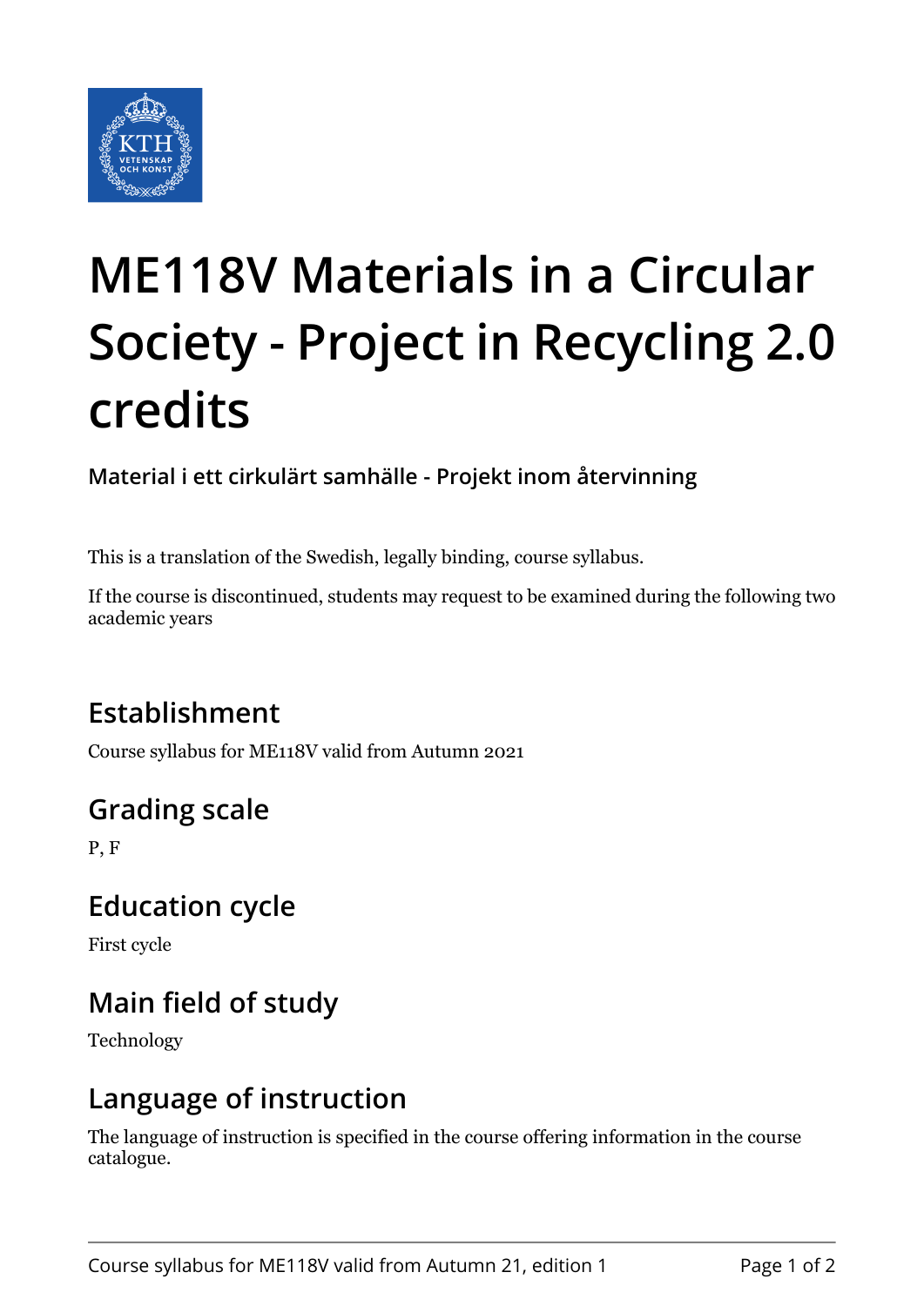# ME118V Materials in a Circular Society - Project in Recycling 2.0 credits

**Material i ett cirkulärt samhälle - Projekt inom återvinning**

This is a translation of the Swedish, legally binding, course syllabus.

If the course is discontinued, students may request to be examined during the following two academic years

## Establishment

Course syllabus for ME118V valid from Autumn 2021

## Grading scale

P, F

## Education cycle

First cycle

## Main field of study

Technology

## Language of instruction

The language of instruction is specified in the course offering information in the course catalogue.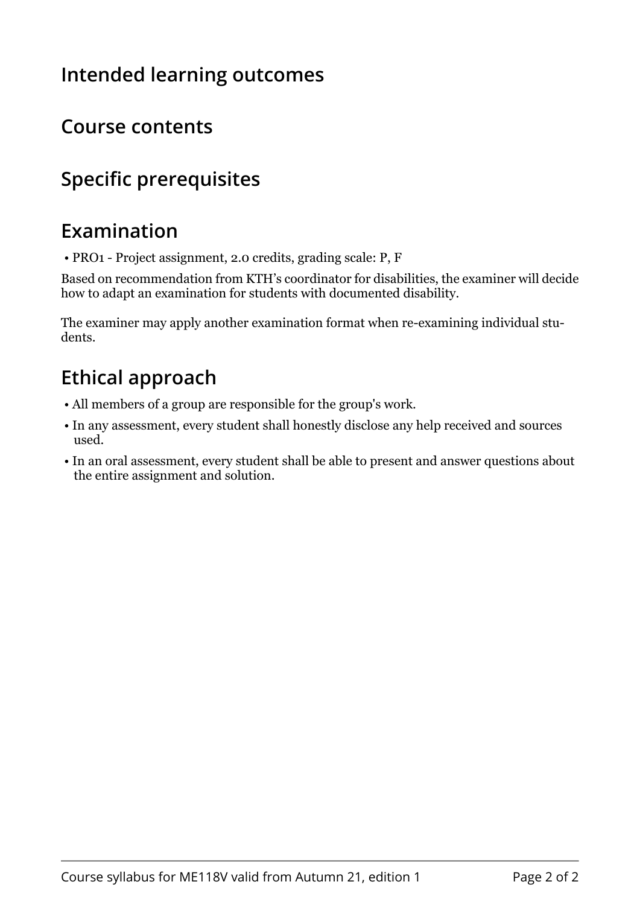## Intended learning outcomes

## Course contents

## Specific prerequisites

## Examination

- PRO1 - Project assignment, 2.0 credits, grading scale: P, F

Based on recommendation from KTH's coordinator for disabilities, the examiner will decide how to adapt an examination for students with documented disability.

The examiner may apply another examination format when re-examining individual students.

## Ethical approach

- All members of a group are responsible for the group's work.
- In any assessment, every student shall honestly disclose any help received and sources used.
- In an oral assessment, every student shall be able to present and answer questions about the entire assignment and solution.